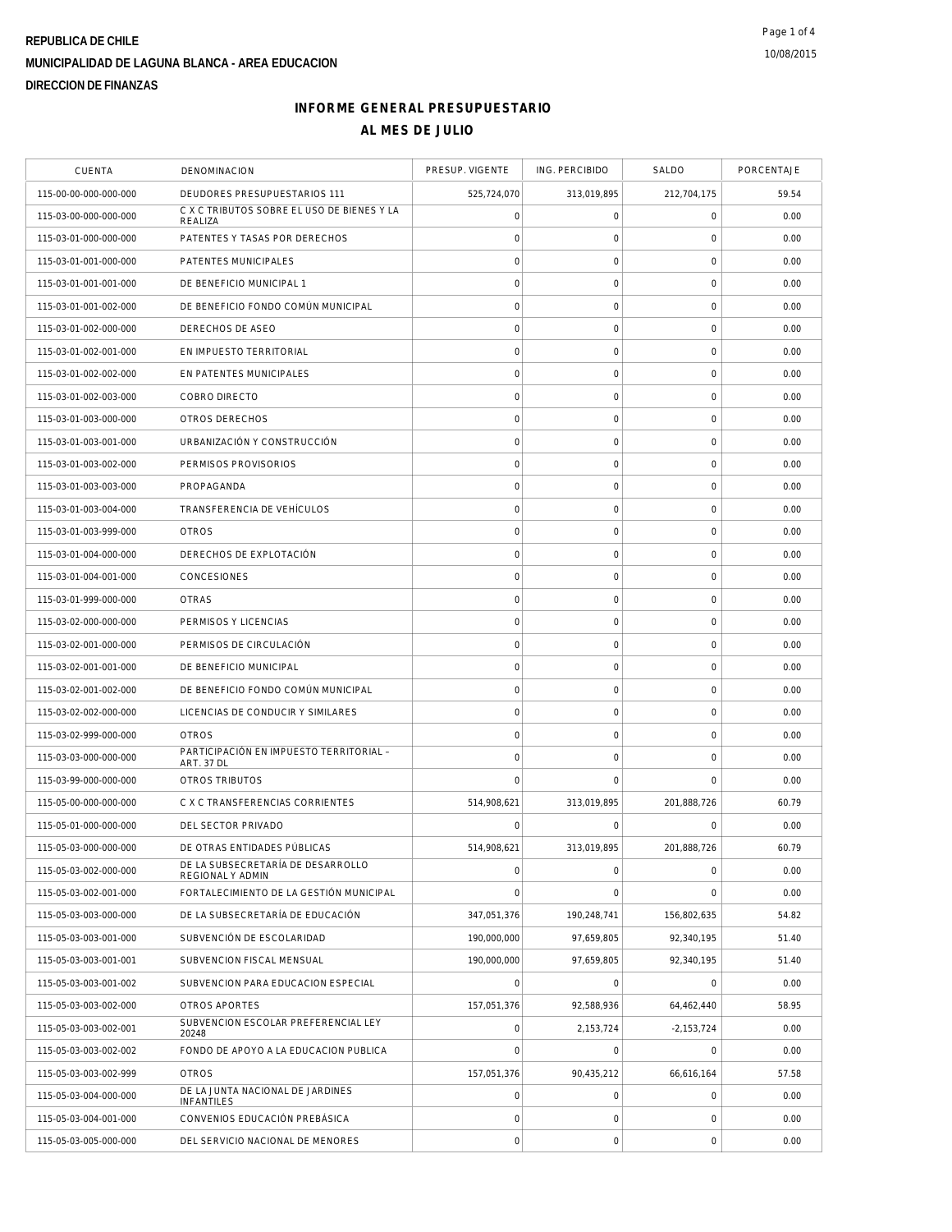REPUBLICA DE CHILE

MUNICIPALIDAD DE LAGUNA BLANCA - AREA EDUCACION

DIRECCION DE FINANZAS

# INFORME GENERAL PRESUPUESTARIO

## AL MES DE JULIO

| CUENTA | DENOMINACION | PRESUP. VIGENTE | ING. PERCIBIDO | SALDO | PORCENTAJE |
|---|---|---|---|---|---|
| 115-00-00-000-000-000 | DEUDORES PRESUPUESTARIOS 111 | 525,724,070 | 313,019,895 | 212,704,175 | 59.54 |
| 115-03-00-000-000-000 | C X C TRIBUTOS SOBRE EL USO DE BIENES Y LA REALIZA | 0 | 0 | 0 | 0.00 |
| 115-03-01-000-000-000 | PATENTES Y TASAS POR DERECHOS | 0 | 0 | 0 | 0.00 |
| 115-03-01-001-000-000 | PATENTES MUNICIPALES | 0 | 0 | 0 | 0.00 |
| 115-03-01-001-001-000 | DE BENEFICIO MUNICIPAL 1 | 0 | 0 | 0 | 0.00 |
| 115-03-01-001-002-000 | DE BENEFICIO FONDO COMÚN MUNICIPAL | 0 | 0 | 0 | 0.00 |
| 115-03-01-002-000-000 | DERECHOS DE ASEO | 0 | 0 | 0 | 0.00 |
| 115-03-01-002-001-000 | EN IMPUESTO TERRITORIAL | 0 | 0 | 0 | 0.00 |
| 115-03-01-002-002-000 | EN PATENTES MUNICIPALES | 0 | 0 | 0 | 0.00 |
| 115-03-01-002-003-000 | COBRO DIRECTO | 0 | 0 | 0 | 0.00 |
| 115-03-01-003-000-000 | OTROS DERECHOS | 0 | 0 | 0 | 0.00 |
| 115-03-01-003-001-000 | URBANIZACIÓN Y CONSTRUCCIÓN | 0 | 0 | 0 | 0.00 |
| 115-03-01-003-002-000 | PERMISOS PROVISORIOS | 0 | 0 | 0 | 0.00 |
| 115-03-01-003-003-000 | PROPAGANDA | 0 | 0 | 0 | 0.00 |
| 115-03-01-003-004-000 | TRANSFERENCIA DE VEHÍCULOS | 0 | 0 | 0 | 0.00 |
| 115-03-01-003-999-000 | OTROS | 0 | 0 | 0 | 0.00 |
| 115-03-01-004-000-000 | DERECHOS DE EXPLOTACIÓN | 0 | 0 | 0 | 0.00 |
| 115-03-01-004-001-000 | CONCESIONES | 0 | 0 | 0 | 0.00 |
| 115-03-01-999-000-000 | OTRAS | 0 | 0 | 0 | 0.00 |
| 115-03-02-000-000-000 | PERMISOS Y LICENCIAS | 0 | 0 | 0 | 0.00 |
| 115-03-02-001-000-000 | PERMISOS DE CIRCULACIÓN | 0 | 0 | 0 | 0.00 |
| 115-03-02-001-001-000 | DE BENEFICIO MUNICIPAL | 0 | 0 | 0 | 0.00 |
| 115-03-02-001-002-000 | DE BENEFICIO FONDO COMÚN MUNICIPAL | 0 | 0 | 0 | 0.00 |
| 115-03-02-002-000-000 | LICENCIAS DE CONDUCIR Y SIMILARES | 0 | 0 | 0 | 0.00 |
| 115-03-02-999-000-000 | OTROS | 0 | 0 | 0 | 0.00 |
| 115-03-03-000-000-000 | PARTICIPACIÓN EN IMPUESTO TERRITORIAL – ART. 37 DL | 0 | 0 | 0 | 0.00 |
| 115-03-99-000-000-000 | OTROS TRIBUTOS | 0 | 0 | 0 | 0.00 |
| 115-05-00-000-000-000 | C X C TRANSFERENCIAS CORRIENTES | 514,908,621 | 313,019,895 | 201,888,726 | 60.79 |
| 115-05-01-000-000-000 | DEL SECTOR PRIVADO | 0 | 0 | 0 | 0.00 |
| 115-05-03-000-000-000 | DE OTRAS ENTIDADES PÚBLICAS | 514,908,621 | 313,019,895 | 201,888,726 | 60.79 |
| 115-05-03-002-000-000 | DE LA SUBSECRETARÍA DE DESARROLLO REGIONAL Y ADMIN | 0 | 0 | 0 | 0.00 |
| 115-05-03-002-001-000 | FORTALECIMIENTO DE LA GESTIÓN MUNICIPAL | 0 | 0 | 0 | 0.00 |
| 115-05-03-003-000-000 | DE LA SUBSECRETARÍA DE EDUCACIÓN | 347,051,376 | 190,248,741 | 156,802,635 | 54.82 |
| 115-05-03-003-001-000 | SUBVENCIÓN DE ESCOLARIDAD | 190,000,000 | 97,659,805 | 92,340,195 | 51.40 |
| 115-05-03-003-001-001 | SUBVENCION FISCAL MENSUAL | 190,000,000 | 97,659,805 | 92,340,195 | 51.40 |
| 115-05-03-003-001-002 | SUBVENCION PARA EDUCACION ESPECIAL | 0 | 0 | 0 | 0.00 |
| 115-05-03-003-002-000 | OTROS APORTES | 157,051,376 | 92,588,936 | 64,462,440 | 58.95 |
| 115-05-03-003-002-001 | SUBVENCION ESCOLAR PREFERENCIAL LEY 20248 | 0 | 2,153,724 | -2,153,724 | 0.00 |
| 115-05-03-003-002-002 | FONDO DE APOYO A LA EDUCACION PUBLICA | 0 | 0 | 0 | 0.00 |
| 115-05-03-003-002-999 | OTROS | 157,051,376 | 90,435,212 | 66,616,164 | 57.58 |
| 115-05-03-004-000-000 | DE LA JUNTA NACIONAL DE JARDINES INFANTILES | 0 | 0 | 0 | 0.00 |
| 115-05-03-004-001-000 | CONVENIOS EDUCACIÓN PREBÁSICA | 0 | 0 | 0 | 0.00 |
| 115-05-03-005-000-000 | DEL SERVICIO NACIONAL DE MENORES | 0 | 0 | 0 | 0.00 |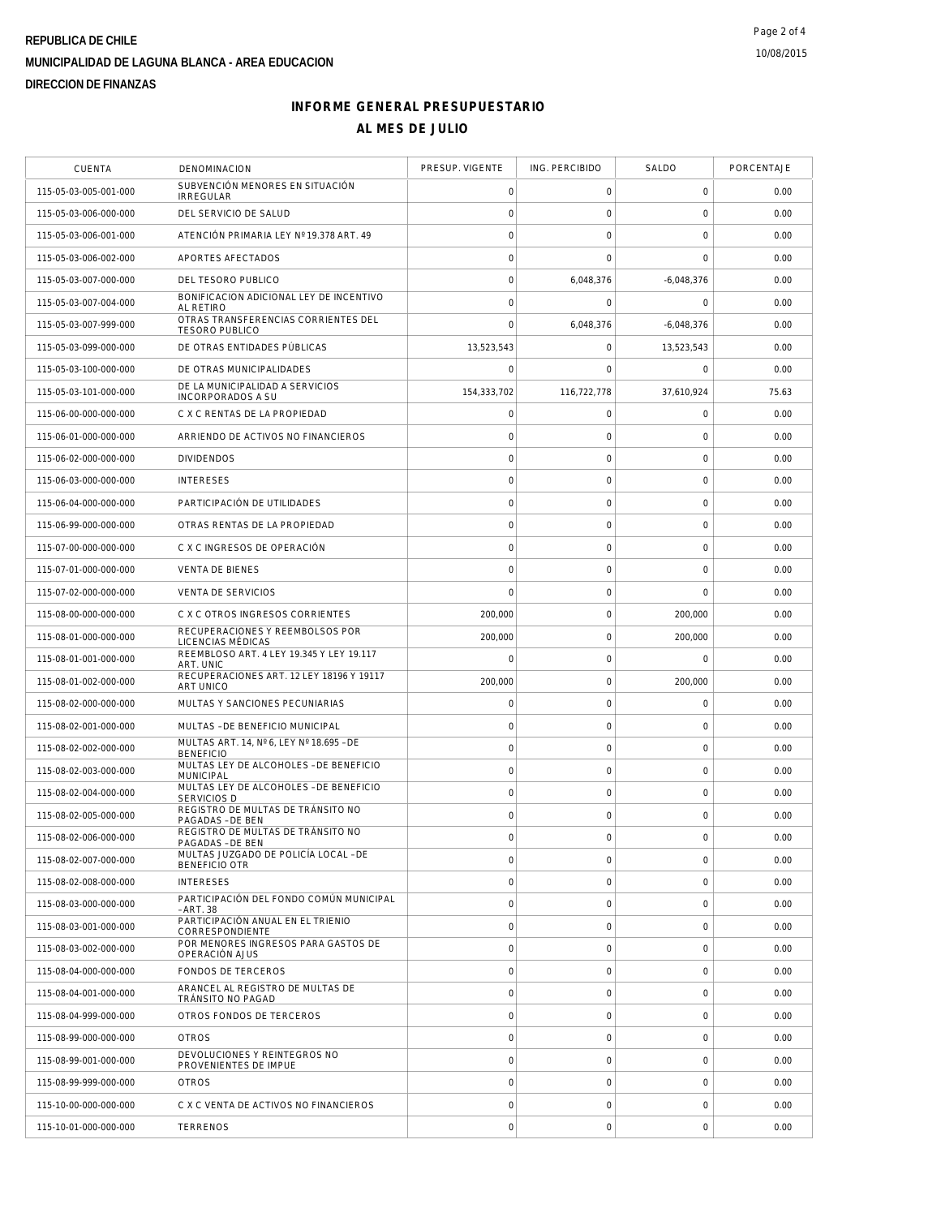REPUBLICA DE CHILE

MUNICIPALIDAD DE LAGUNA BLANCA - AREA EDUCACION

DIRECCION DE FINANZAS

## INFORME GENERAL PRESUPUESTARIO

## AL MES DE JULIO

| CUENTA | DENOMINACION | PRESUP. VIGENTE | ING. PERCIBIDO | SALDO | PORCENTAJE |
|---|---|---|---|---|---|
| 115-05-03-005-001-000 | SUBVENCIÓN MENORES EN SITUACIÓN IRREGULAR | 0 | 0 | 0 | 0.00 |
| 115-05-03-006-000-000 | DEL SERVICIO DE SALUD | 0 | 0 | 0 | 0.00 |
| 115-05-03-006-001-000 | ATENCIÓN PRIMARIA LEY Nº 19.378 ART. 49 | 0 | 0 | 0 | 0.00 |
| 115-05-03-006-002-000 | APORTES AFECTADOS | 0 | 0 | 0 | 0.00 |
| 115-05-03-007-000-000 | DEL TESORO PUBLICO | 0 | 6,048,376 | -6,048,376 | 0.00 |
| 115-05-03-007-004-000 | BONIFICACION ADICIONAL LEY DE INCENTIVO AL RETIRO | 0 | 0 | 0 | 0.00 |
| 115-05-03-007-999-000 | OTRAS TRANSFERENCIAS CORRIENTES DEL TESORO PUBLICO | 0 | 6,048,376 | -6,048,376 | 0.00 |
| 115-05-03-099-000-000 | DE OTRAS ENTIDADES PÚBLICAS | 13,523,543 | 0 | 13,523,543 | 0.00 |
| 115-05-03-100-000-000 | DE OTRAS MUNICIPALIDADES | 0 | 0 | 0 | 0.00 |
| 115-05-03-101-000-000 | DE LA MUNICIPALIDAD A SERVICIOS INCORPORADOS A SU | 154,333,702 | 116,722,778 | 37,610,924 | 75.63 |
| 115-06-00-000-000-000 | C X C RENTAS DE LA PROPIEDAD | 0 | 0 | 0 | 0.00 |
| 115-06-01-000-000-000 | ARRIENDO DE ACTIVOS NO FINANCIEROS | 0 | 0 | 0 | 0.00 |
| 115-06-02-000-000-000 | DIVIDENDOS | 0 | 0 | 0 | 0.00 |
| 115-06-03-000-000-000 | INTERESES | 0 | 0 | 0 | 0.00 |
| 115-06-04-000-000-000 | PARTICIPACIÓN DE UTILIDADES | 0 | 0 | 0 | 0.00 |
| 115-06-99-000-000-000 | OTRAS RENTAS DE LA PROPIEDAD | 0 | 0 | 0 | 0.00 |
| 115-07-00-000-000-000 | C X C INGRESOS DE OPERACIÓN | 0 | 0 | 0 | 0.00 |
| 115-07-01-000-000-000 | VENTA DE BIENES | 0 | 0 | 0 | 0.00 |
| 115-07-02-000-000-000 | VENTA DE SERVICIOS | 0 | 0 | 0 | 0.00 |
| 115-08-00-000-000-000 | C X C OTROS INGRESOS CORRIENTES | 200,000 | 0 | 200,000 | 0.00 |
| 115-08-01-000-000-000 | RECUPERACIONES Y REEMBOLSOS POR LICENCIAS MÉDICAS | 200,000 | 0 | 200,000 | 0.00 |
| 115-08-01-001-000-000 | REEMBLOSO ART. 4 LEY 19.345 Y LEY 19.117 ART. UNIC | 0 | 0 | 0 | 0.00 |
| 115-08-01-002-000-000 | RECUPERACIONES ART. 12 LEY 18196 Y 19117 ART UNICO | 200,000 | 0 | 200,000 | 0.00 |
| 115-08-02-000-000-000 | MULTAS Y SANCIONES PECUNIARIAS | 0 | 0 | 0 | 0.00 |
| 115-08-02-001-000-000 | MULTAS –DE BENEFICIO MUNICIPAL | 0 | 0 | 0 | 0.00 |
| 115-08-02-002-000-000 | MULTAS ART. 14, Nº 6, LEY Nº 18.695 –DE BENEFICIO | 0 | 0 | 0 | 0.00 |
| 115-08-02-003-000-000 | MULTAS LEY DE ALCOHOLES –DE BENEFICIO MUNICIPAL | 0 | 0 | 0 | 0.00 |
| 115-08-02-004-000-000 | MULTAS LEY DE ALCOHOLES –DE BENEFICIO SERVICIOS D | 0 | 0 | 0 | 0.00 |
| 115-08-02-005-000-000 | REGISTRO DE MULTAS DE TRÁNSITO NO PAGADAS –DE BEN | 0 | 0 | 0 | 0.00 |
| 115-08-02-006-000-000 | REGISTRO DE MULTAS DE TRÁNSITO NO PAGADAS –DE BEN | 0 | 0 | 0 | 0.00 |
| 115-08-02-007-000-000 | MULTAS JUZGADO DE POLICÍA LOCAL –DE BENEFICIO OTR | 0 | 0 | 0 | 0.00 |
| 115-08-02-008-000-000 | INTERESES | 0 | 0 | 0 | 0.00 |
| 115-08-03-000-000-000 | PARTICIPACIÓN DEL FONDO COMÚN MUNICIPAL –ART. 38 | 0 | 0 | 0 | 0.00 |
| 115-08-03-001-000-000 | PARTICIPACIÓN ANUAL EN EL TRIENIO CORRESPONDIENTE | 0 | 0 | 0 | 0.00 |
| 115-08-03-002-000-000 | POR MENORES INGRESOS PARA GASTOS DE OPERACIÓN AJUS | 0 | 0 | 0 | 0.00 |
| 115-08-04-000-000-000 | FONDOS DE TERCEROS | 0 | 0 | 0 | 0.00 |
| 115-08-04-001-000-000 | ARANCEL AL REGISTRO DE MULTAS DE TRÁNSITO NO PAGAD | 0 | 0 | 0 | 0.00 |
| 115-08-04-999-000-000 | OTROS FONDOS DE TERCEROS | 0 | 0 | 0 | 0.00 |
| 115-08-99-000-000-000 | OTROS | 0 | 0 | 0 | 0.00 |
| 115-08-99-001-000-000 | DEVOLUCIONES Y REINTEGROS NO PROVENIENTES DE IMPUE | 0 | 0 | 0 | 0.00 |
| 115-08-99-999-000-000 | OTROS | 0 | 0 | 0 | 0.00 |
| 115-10-00-000-000-000 | C X C VENTA DE ACTIVOS NO FINANCIEROS | 0 | 0 | 0 | 0.00 |
| 115-10-01-000-000-000 | TERRENOS | 0 | 0 | 0 | 0.00 |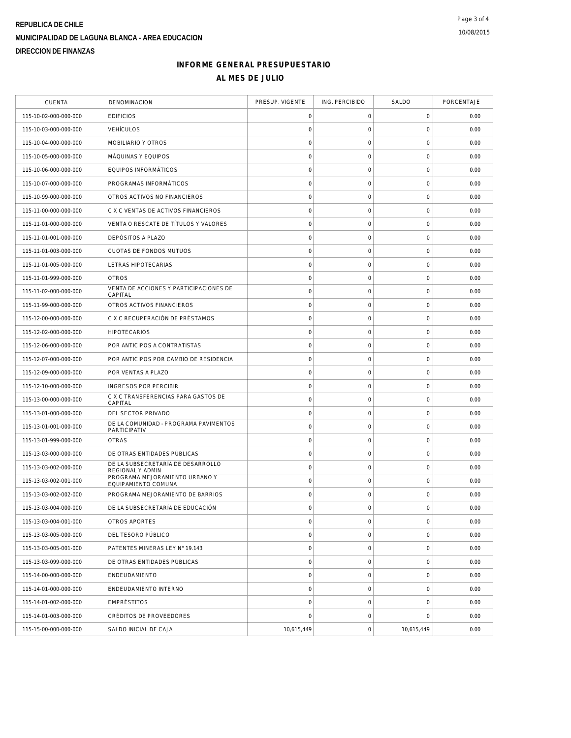REPUBLICA DE CHILE

MUNICIPALIDAD DE LAGUNA BLANCA - AREA EDUCACION

DIRECCION DE FINANZAS

## INFORME GENERAL PRESUPUESTARIO

## AL MES DE JULIO

| CUENTA | DENOMINACION | PRESUP. VIGENTE | ING. PERCIBIDO | SALDO | PORCENTAJE |
|---|---|---|---|---|---|
| 115-10-02-000-000-000 | EDIFICIOS | 0 | 0 | 0 | 0.00 |
| 115-10-03-000-000-000 | VEHÍCULOS | 0 | 0 | 0 | 0.00 |
| 115-10-04-000-000-000 | MOBILIARIO Y OTROS | 0 | 0 | 0 | 0.00 |
| 115-10-05-000-000-000 | MÁQUINAS Y EQUIPOS | 0 | 0 | 0 | 0.00 |
| 115-10-06-000-000-000 | EQUIPOS INFORMÁTICOS | 0 | 0 | 0 | 0.00 |
| 115-10-07-000-000-000 | PROGRAMAS INFORMÁTICOS | 0 | 0 | 0 | 0.00 |
| 115-10-99-000-000-000 | OTROS ACTIVOS NO FINANCIEROS | 0 | 0 | 0 | 0.00 |
| 115-11-00-000-000-000 | C X C VENTAS DE ACTIVOS FINANCIEROS | 0 | 0 | 0 | 0.00 |
| 115-11-01-000-000-000 | VENTA O RESCATE DE TÍTULOS Y VALORES | 0 | 0 | 0 | 0.00 |
| 115-11-01-001-000-000 | DEPÓSITOS A PLAZO | 0 | 0 | 0 | 0.00 |
| 115-11-01-003-000-000 | CUOTAS DE FONDOS MUTUOS | 0 | 0 | 0 | 0.00 |
| 115-11-01-005-000-000 | LETRAS HIPOTECARIAS | 0 | 0 | 0 | 0.00 |
| 115-11-01-999-000-000 | OTROS | 0 | 0 | 0 | 0.00 |
| 115-11-02-000-000-000 | VENTA DE ACCIONES Y PARTICIPACIONES DE CAPITAL | 0 | 0 | 0 | 0.00 |
| 115-11-99-000-000-000 | OTROS ACTIVOS FINANCIEROS | 0 | 0 | 0 | 0.00 |
| 115-12-00-000-000-000 | C X C RECUPERACIÓN DE PRÉSTAMOS | 0 | 0 | 0 | 0.00 |
| 115-12-02-000-000-000 | HIPOTECARIOS | 0 | 0 | 0 | 0.00 |
| 115-12-06-000-000-000 | POR ANTICIPOS A CONTRATISTAS | 0 | 0 | 0 | 0.00 |
| 115-12-07-000-000-000 | POR ANTICIPOS POR CAMBIO DE RESIDENCIA | 0 | 0 | 0 | 0.00 |
| 115-12-09-000-000-000 | POR VENTAS A PLAZO | 0 | 0 | 0 | 0.00 |
| 115-12-10-000-000-000 | INGRESOS POR PERCIBIR | 0 | 0 | 0 | 0.00 |
| 115-13-00-000-000-000 | C X C TRANSFERENCIAS PARA GASTOS DE CAPITAL | 0 | 0 | 0 | 0.00 |
| 115-13-01-000-000-000 | DEL SECTOR PRIVADO | 0 | 0 | 0 | 0.00 |
| 115-13-01-001-000-000 | DE LA COMUNIDAD - PROGRAMA PAVIMENTOS PARTICIPATIV | 0 | 0 | 0 | 0.00 |
| 115-13-01-999-000-000 | OTRAS | 0 | 0 | 0 | 0.00 |
| 115-13-03-000-000-000 | DE OTRAS ENTIDADES PÚBLICAS | 0 | 0 | 0 | 0.00 |
| 115-13-03-002-000-000 | DE LA SUBSECRETARÍA DE DESARROLLO REGIONAL Y ADMIN | 0 | 0 | 0 | 0.00 |
| 115-13-03-002-001-000 | PROGRAMA MEJORAMIENTO URBANO Y EQUIPAMIENTO COMUNA | 0 | 0 | 0 | 0.00 |
| 115-13-03-002-002-000 | PROGRAMA MEJORAMIENTO DE BARRIOS | 0 | 0 | 0 | 0.00 |
| 115-13-03-004-000-000 | DE LA SUBSECRETARÍA DE EDUCACIÓN | 0 | 0 | 0 | 0.00 |
| 115-13-03-004-001-000 | OTROS APORTES | 0 | 0 | 0 | 0.00 |
| 115-13-03-005-000-000 | DEL TESORO PÚBLICO | 0 | 0 | 0 | 0.00 |
| 115-13-03-005-001-000 | PATENTES MINERAS LEY N° 19.143 | 0 | 0 | 0 | 0.00 |
| 115-13-03-099-000-000 | DE OTRAS ENTIDADES PÚBLICAS | 0 | 0 | 0 | 0.00 |
| 115-14-00-000-000-000 | ENDEUDAMIENTO | 0 | 0 | 0 | 0.00 |
| 115-14-01-000-000-000 | ENDEUDAMIENTO INTERNO | 0 | 0 | 0 | 0.00 |
| 115-14-01-002-000-000 | EMPRÉSTITOS | 0 | 0 | 0 | 0.00 |
| 115-14-01-003-000-000 | CRÉDITOS DE PROVEEDORES | 0 | 0 | 0 | 0.00 |
| 115-15-00-000-000-000 | SALDO INICIAL DE CAJA | 10,615,449 | 0 | 10,615,449 | 0.00 |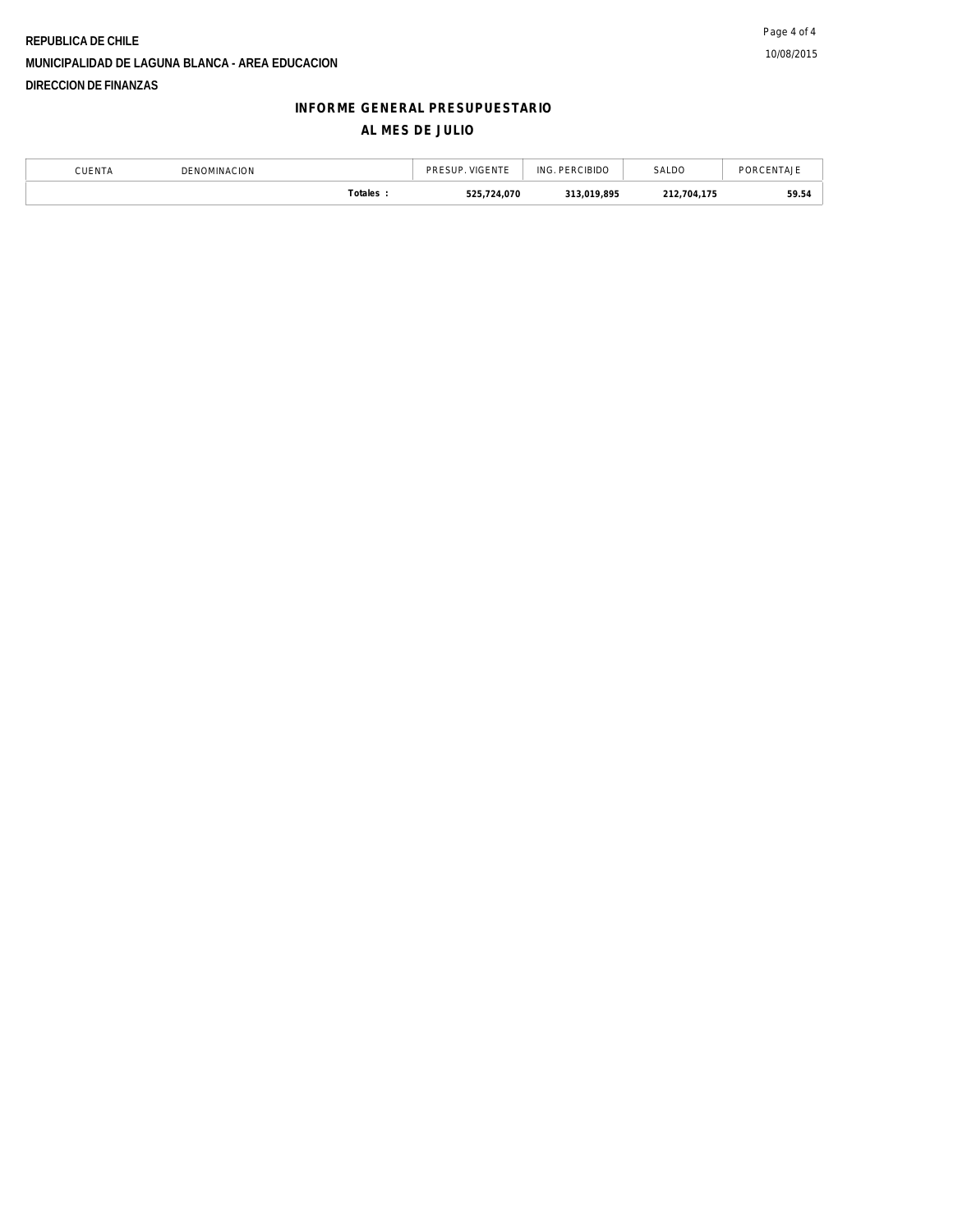REPUBLICA DE CHILE

MUNICIPALIDAD DE LAGUNA BLANCA - AREA EDUCACION

DIRECCION DE FINANZAS

10/08/2015

## INFORME GENERAL PRESUPUESTARIO

## AL MES DE JULIO

| CUENTA | DENOMINACION | PRESUP. VIGENTE | ING. PERCIBIDO | SALDO | PORCENTAJE |
|---|---|---|---|---|---|
| | **Totales :** | **525,724,070** | **313,019,895** | **212,704,175** | **59.54** |